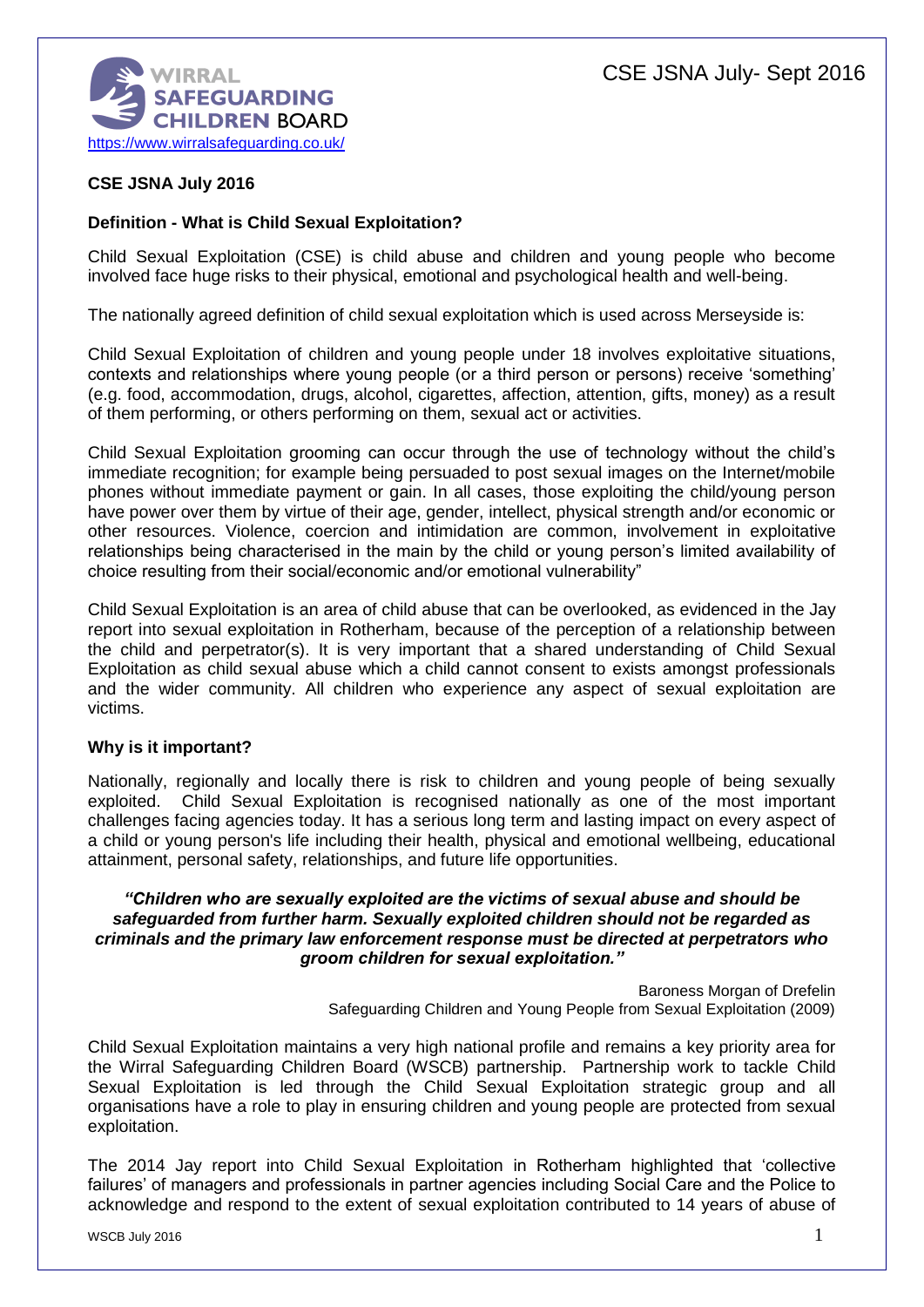**CSE JSNA July 2016**

**Definition - What is Child Sexual Exploitation?**

Child Sexual Exploitation (CSE) is child abuse and children and young people who become involved face huge risks to their physical, emotional and psychological health and well-being.

The nationally agreed definition of child sexual exploitation which is used across Merseyside is:

Child Sexual Exploitation of children and young people under 18 involves exploitative situations, contexts and relationships where young people (or a third person or persons) receive 'something' (e.g. food, accommodation, drugs, alcohol, cigarettes, affection, attention, gifts, money) as a result of them performing, or others performing on them, sexual act or activities.

Child Sexual Exploitation grooming can occur through the use of technology without the child's immediate recognition; for example being persuaded to post sexual images on the Internet/mobile phones without immediate payment or gain. In all cases, those exploiting the child/young person have power over them by virtue of their age, gender, intellect, physical strength and/or economic or other resources. Violence, coercion and intimidation are common, involvement in exploitative relationships being characterised in the main by the child or young person's limited availability of choice resulting from their social/economic and/or emotional vulnerability"

Child Sexual Exploitation is an area of child abuse that can be overlooked, as evidenced in the Jay report into sexual exploitation in Rotherham, because of the perception of a relationship between the child and perpetrator(s). It is very important that a shared understanding of Child Sexual Exploitation as child sexual abuse which a child cannot consent to exists amongst professionals and the wider community. All children who experience any aspect of sexual exploitation are victims.

**Why is it important?**

Nationally, regionally and locally there is risk to children and young people of being sexually exploited. Child Sexual Exploitation is recognised nationally as one of the most important challenges facing agencies today. It has a serious long term and lasting impact on every aspect of a child or young person's life including their health, physical and emotional wellbeing, educational attainment, personal safety, relationships, and future life opportunities.

***"Children who are sexually exploited are the victims of sexual abuse and should be safeguarded from further harm. Sexually exploited children should not be regarded as criminals and the primary law enforcement response must be directed at perpetrators who groom children for sexual exploitation."***

Baroness Morgan of Drefelin
Safeguarding Children and Young People from Sexual Exploitation (2009)

Child Sexual Exploitation maintains a very high national profile and remains a key priority area for the Wirral Safeguarding Children Board (WSCB) partnership. Partnership work to tackle Child Sexual Exploitation is led through the Child Sexual Exploitation strategic group and all organisations have a role to play in ensuring children and young people are protected from sexual exploitation.

The 2014 Jay report into Child Sexual Exploitation in Rotherham highlighted that 'collective failures' of managers and professionals in partner agencies including Social Care and the Police to acknowledge and respond to the extent of sexual exploitation contributed to 14 years of abuse of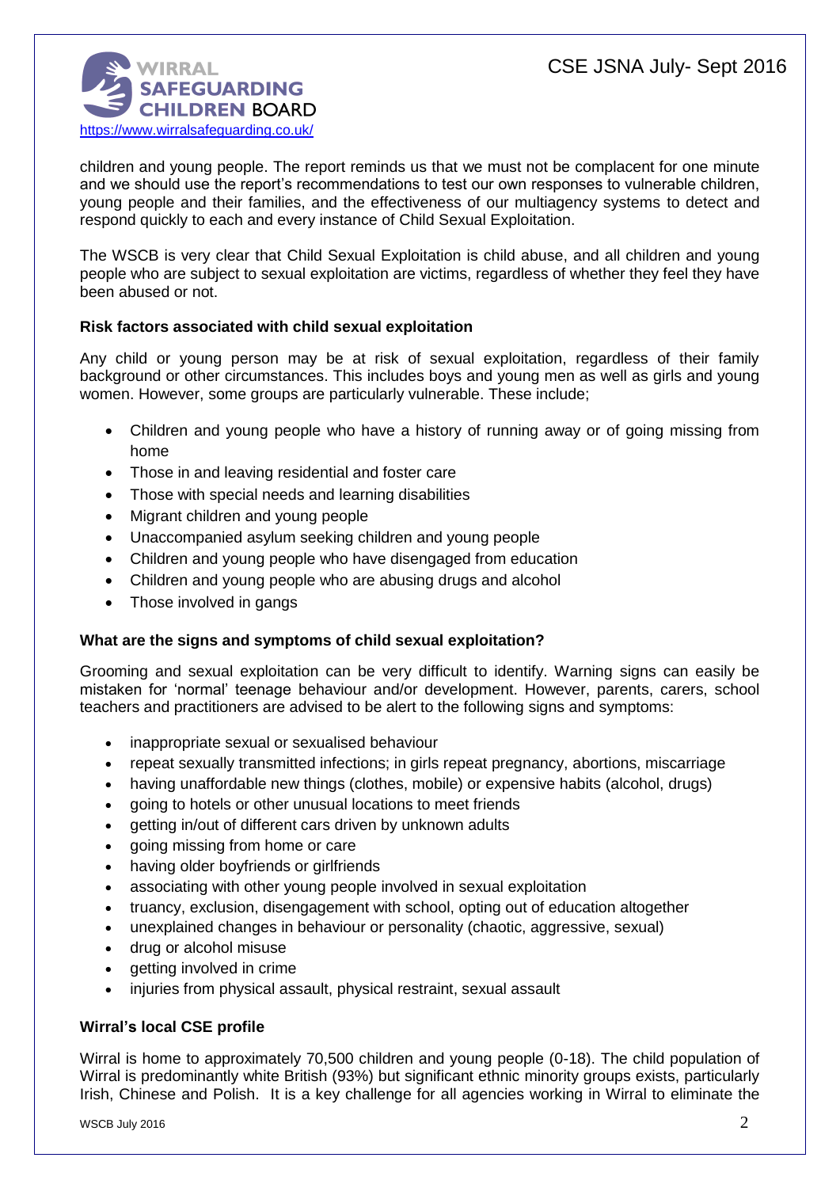children and young people. The report reminds us that we must not be complacent for one minute and we should use the report's recommendations to test our own responses to vulnerable children, young people and their families, and the effectiveness of our multiagency systems to detect and respond quickly to each and every instance of Child Sexual Exploitation.

The WSCB is very clear that Child Sexual Exploitation is child abuse, and all children and young people who are subject to sexual exploitation are victims, regardless of whether they feel they have been abused or not.

**Risk factors associated with child sexual exploitation**

Any child or young person may be at risk of sexual exploitation, regardless of their family background or other circumstances. This includes boys and young men as well as girls and young women. However, some groups are particularly vulnerable. These include;

- Children and young people who have a history of running away or of going missing from home
- Those in and leaving residential and foster care
- Those with special needs and learning disabilities
- Migrant children and young people
- Unaccompanied asylum seeking children and young people
- Children and young people who have disengaged from education
- Children and young people who are abusing drugs and alcohol
- Those involved in gangs

**What are the signs and symptoms of child sexual exploitation?**

Grooming and sexual exploitation can be very difficult to identify. Warning signs can easily be mistaken for 'normal' teenage behaviour and/or development. However, parents, carers, school teachers and practitioners are advised to be alert to the following signs and symptoms:

- inappropriate sexual or sexualised behaviour
- repeat sexually transmitted infections; in girls repeat pregnancy, abortions, miscarriage
- having unaffordable new things (clothes, mobile) or expensive habits (alcohol, drugs)
- going to hotels or other unusual locations to meet friends
- getting in/out of different cars driven by unknown adults
- going missing from home or care
- having older boyfriends or girlfriends
- associating with other young people involved in sexual exploitation
- truancy, exclusion, disengagement with school, opting out of education altogether
- unexplained changes in behaviour or personality (chaotic, aggressive, sexual)
- drug or alcohol misuse
- getting involved in crime
- injuries from physical assault, physical restraint, sexual assault

**Wirral's local CSE profile**

Wirral is home to approximately 70,500 children and young people (0-18). The child population of Wirral is predominantly white British (93%) but significant ethnic minority groups exists, particularly Irish, Chinese and Polish. It is a key challenge for all agencies working in Wirral to eliminate the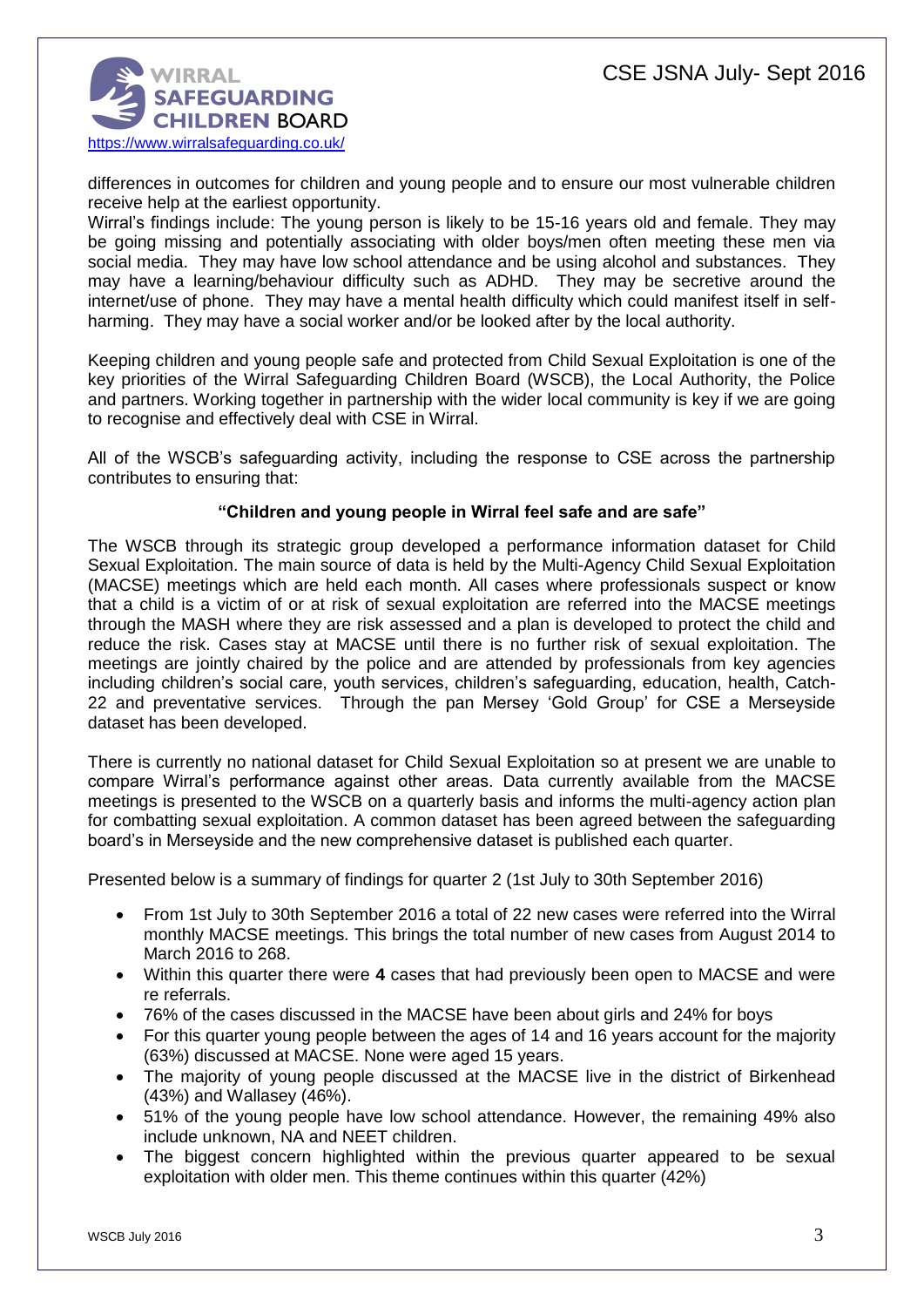differences in outcomes for children and young people and to ensure our most vulnerable children receive help at the earliest opportunity.

Wirral's findings include: The young person is likely to be 15-16 years old and female. They may be going missing and potentially associating with older boys/men often meeting these men via social media. They may have low school attendance and be using alcohol and substances. They may have a learning/behaviour difficulty such as ADHD. They may be secretive around the internet/use of phone. They may have a mental health difficulty which could manifest itself in self-harming. They may have a social worker and/or be looked after by the local authority.

Keeping children and young people safe and protected from Child Sexual Exploitation is one of the key priorities of the Wirral Safeguarding Children Board (WSCB), the Local Authority, the Police and partners. Working together in partnership with the wider local community is key if we are going to recognise and effectively deal with CSE in Wirral.

All of the WSCB's safeguarding activity, including the response to CSE across the partnership contributes to ensuring that:

**"Children and young people in Wirral feel safe and are safe"**

The WSCB through its strategic group developed a performance information dataset for Child Sexual Exploitation. The main source of data is held by the Multi-Agency Child Sexual Exploitation (MACSE) meetings which are held each month. All cases where professionals suspect or know that a child is a victim of or at risk of sexual exploitation are referred into the MACSE meetings through the MASH where they are risk assessed and a plan is developed to protect the child and reduce the risk. Cases stay at MACSE until there is no further risk of sexual exploitation. The meetings are jointly chaired by the police and are attended by professionals from key agencies including children's social care, youth services, children's safeguarding, education, health, Catch-22 and preventative services. Through the pan Mersey 'Gold Group' for CSE a Merseyside dataset has been developed.

There is currently no national dataset for Child Sexual Exploitation so at present we are unable to compare Wirral's performance against other areas. Data currently available from the MACSE meetings is presented to the WSCB on a quarterly basis and informs the multi-agency action plan for combatting sexual exploitation. A common dataset has been agreed between the safeguarding board's in Merseyside and the new comprehensive dataset is published each quarter.

Presented below is a summary of findings for quarter 2 (1st July to 30th September 2016)

- From 1st July to 30th September 2016 a total of 22 new cases were referred into the Wirral monthly MACSE meetings. This brings the total number of new cases from August 2014 to March 2016 to 268.
- Within this quarter there were **4** cases that had previously been open to MACSE and were re referrals.
- 76% of the cases discussed in the MACSE have been about girls and 24% for boys
- For this quarter young people between the ages of 14 and 16 years account for the majority (63%) discussed at MACSE. None were aged 15 years.
- The majority of young people discussed at the MACSE live in the district of Birkenhead (43%) and Wallasey (46%).
- 51% of the young people have low school attendance. However, the remaining 49% also include unknown, NA and NEET children.
- The biggest concern highlighted within the previous quarter appeared to be sexual exploitation with older men. This theme continues within this quarter (42%)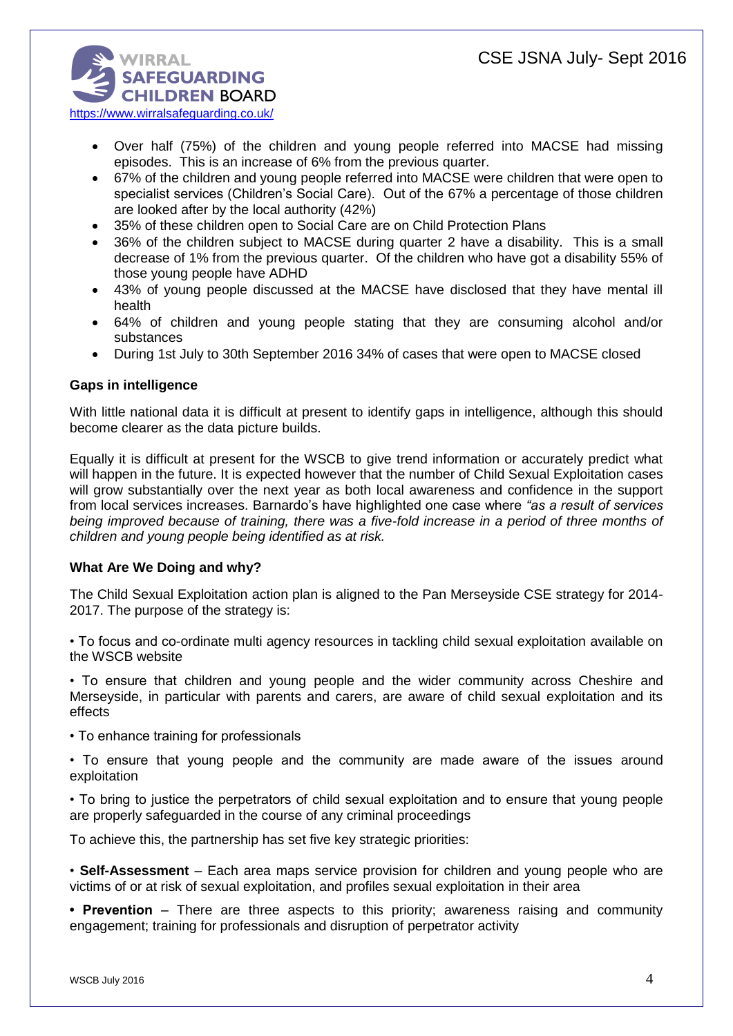- Over half (75%) of the children and young people referred into MACSE had missing episodes. This is an increase of 6% from the previous quarter.
- 67% of the children and young people referred into MACSE were children that were open to specialist services (Children's Social Care). Out of the 67% a percentage of those children are looked after by the local authority (42%)
- 35% of these children open to Social Care are on Child Protection Plans
- 36% of the children subject to MACSE during quarter 2 have a disability. This is a small decrease of 1% from the previous quarter. Of the children who have got a disability 55% of those young people have ADHD
- 43% of young people discussed at the MACSE have disclosed that they have mental ill health
- 64% of children and young people stating that they are consuming alcohol and/or substances
- During 1st July to 30th September 2016 34% of cases that were open to MACSE closed

**Gaps in intelligence**

With little national data it is difficult at present to identify gaps in intelligence, although this should become clearer as the data picture builds.

Equally it is difficult at present for the WSCB to give trend information or accurately predict what will happen in the future. It is expected however that the number of Child Sexual Exploitation cases will grow substantially over the next year as both local awareness and confidence in the support from local services increases. Barnardo's have highlighted one case where *"as a result of services being improved because of training, there was a five-fold increase in a period of three months of children and young people being identified as at risk.*

**What Are We Doing and why?**

The Child Sexual Exploitation action plan is aligned to the Pan Merseyside CSE strategy for 2014-2017. The purpose of the strategy is:

• To focus and co-ordinate multi agency resources in tackling child sexual exploitation available on the WSCB website

• To ensure that children and young people and the wider community across Cheshire and Merseyside, in particular with parents and carers, are aware of child sexual exploitation and its effects

• To enhance training for professionals

• To ensure that young people and the community are made aware of the issues around exploitation

• To bring to justice the perpetrators of child sexual exploitation and to ensure that young people are properly safeguarded in the course of any criminal proceedings

To achieve this, the partnership has set five key strategic priorities:

• **Self-Assessment** – Each area maps service provision for children and young people who are victims of or at risk of sexual exploitation, and profiles sexual exploitation in their area

**• Prevention** – There are three aspects to this priority; awareness raising and community engagement; training for professionals and disruption of perpetrator activity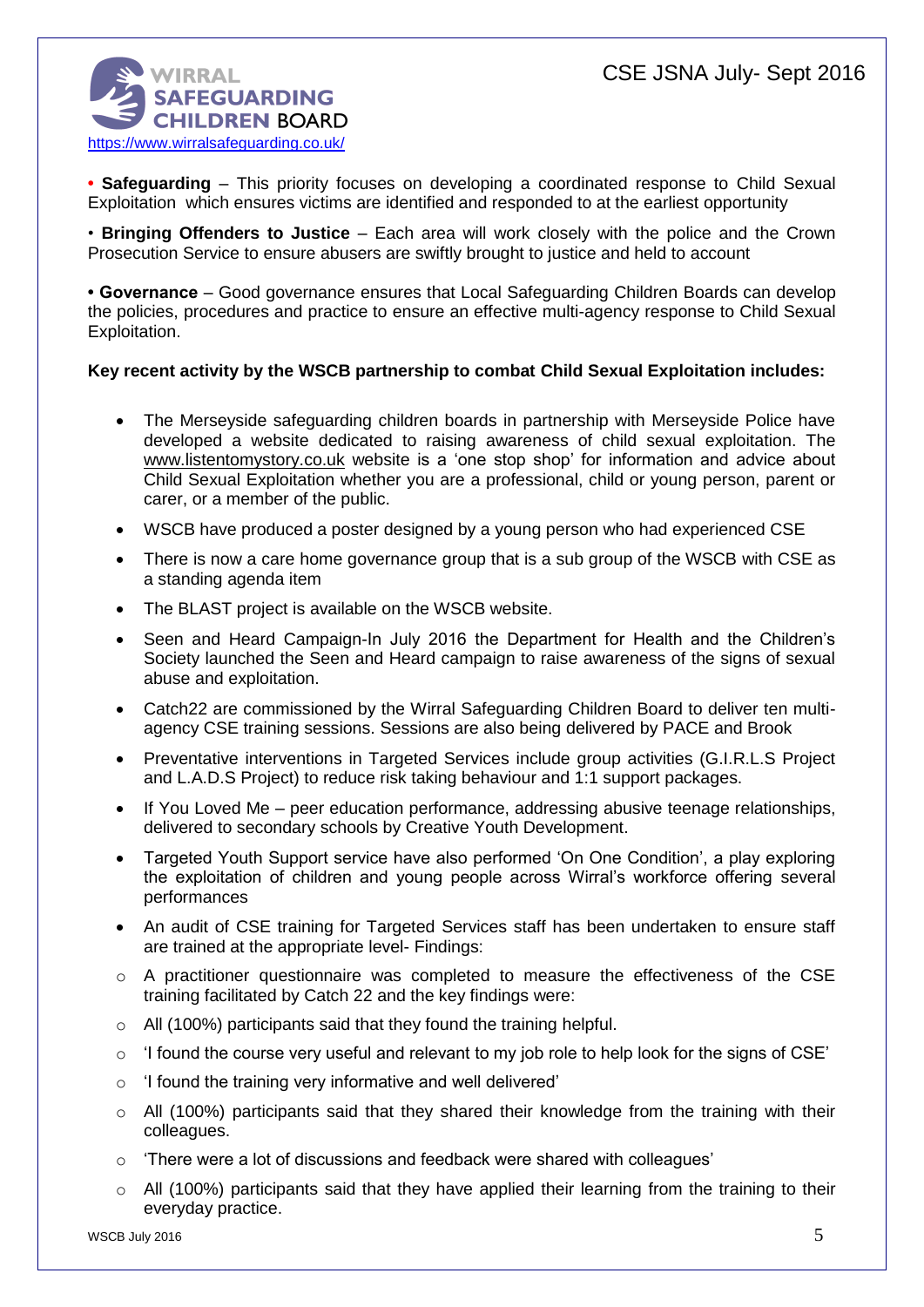• **Safeguarding** – This priority focuses on developing a coordinated response to Child Sexual Exploitation which ensures victims are identified and responded to at the earliest opportunity

• **Bringing Offenders to Justice** – Each area will work closely with the police and the Crown Prosecution Service to ensure abusers are swiftly brought to justice and held to account

• **Governance** – Good governance ensures that Local Safeguarding Children Boards can develop the policies, procedures and practice to ensure an effective multi-agency response to Child Sexual Exploitation.

**Key recent activity by the WSCB partnership to combat Child Sexual Exploitation includes:**

- The Merseyside safeguarding children boards in partnership with Merseyside Police have developed a website dedicated to raising awareness of child sexual exploitation. The www.listentomystory.co.uk website is a 'one stop shop' for information and advice about Child Sexual Exploitation whether you are a professional, child or young person, parent or carer, or a member of the public.
- WSCB have produced a poster designed by a young person who had experienced CSE
- There is now a care home governance group that is a sub group of the WSCB with CSE as a standing agenda item
- The BLAST project is available on the WSCB website.
- Seen and Heard Campaign-In July 2016 the Department for Health and the Children's Society launched the Seen and Heard campaign to raise awareness of the signs of sexual abuse and exploitation.
- Catch22 are commissioned by the Wirral Safeguarding Children Board to deliver ten multi-agency CSE training sessions. Sessions are also being delivered by PACE and Brook
- Preventative interventions in Targeted Services include group activities (G.I.R.L.S Project and L.A.D.S Project) to reduce risk taking behaviour and 1:1 support packages.
- If You Loved Me – peer education performance, addressing abusive teenage relationships, delivered to secondary schools by Creative Youth Development.
- Targeted Youth Support service have also performed 'On One Condition', a play exploring the exploitation of children and young people across Wirral's workforce offering several performances
- An audit of CSE training for Targeted Services staff has been undertaken to ensure staff are trained at the appropriate level- Findings:
  - A practitioner questionnaire was completed to measure the effectiveness of the CSE training facilitated by Catch 22 and the key findings were:
  - All (100%) participants said that they found the training helpful.
  - 'I found the course very useful and relevant to my job role to help look for the signs of CSE'
  - 'I found the training very informative and well delivered'
  - All (100%) participants said that they shared their knowledge from the training with their colleagues.
  - 'There were a lot of discussions and feedback were shared with colleagues'
  - All (100%) participants said that they have applied their learning from the training to their everyday practice.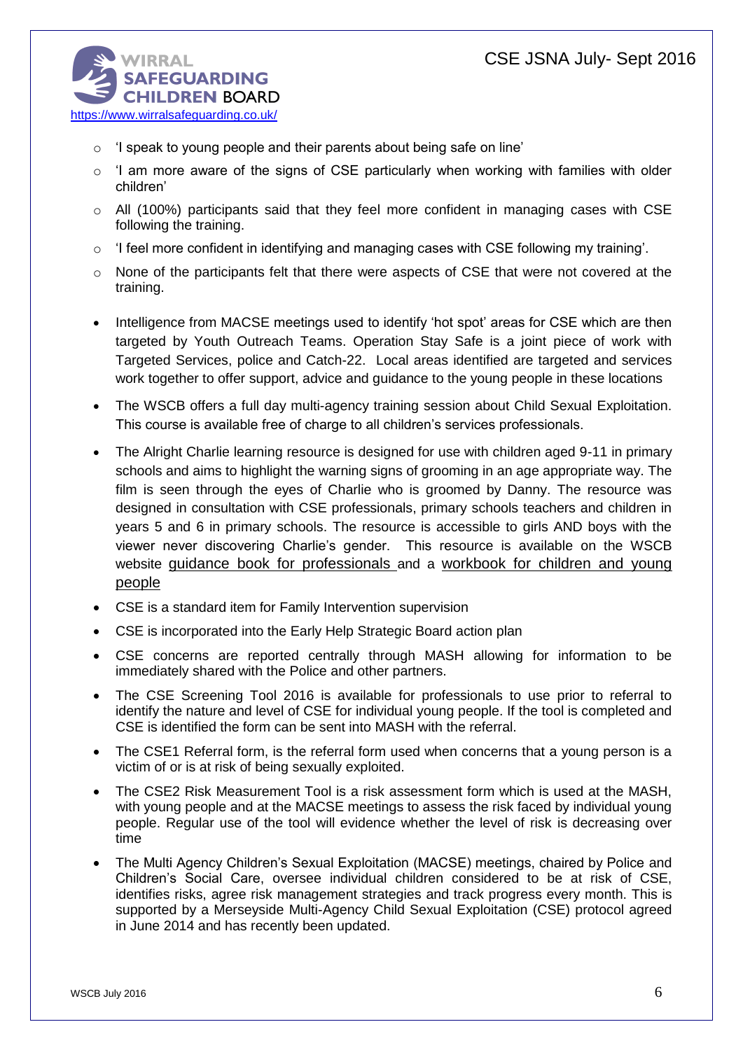- 'I speak to young people and their parents about being safe on line'
  - 'I am more aware of the signs of CSE particularly when working with families with older children'
  - All (100%) participants said that they feel more confident in managing cases with CSE following the training.
  - 'I feel more confident in identifying and managing cases with CSE following my training'.
  - None of the participants felt that there were aspects of CSE that were not covered at the training.

- Intelligence from MACSE meetings used to identify 'hot spot' areas for CSE which are then targeted by Youth Outreach Teams. Operation Stay Safe is a joint piece of work with Targeted Services, police and Catch-22. Local areas identified are targeted and services work together to offer support, advice and guidance to the young people in these locations
- The WSCB offers a full day multi-agency training session about Child Sexual Exploitation. This course is available free of charge to all children's services professionals.
- The Alright Charlie learning resource is designed for use with children aged 9-11 in primary schools and aims to highlight the warning signs of grooming in an age appropriate way. The film is seen through the eyes of Charlie who is groomed by Danny. The resource was designed in consultation with CSE professionals, primary schools teachers and children in years 5 and 6 in primary schools. The resource is accessible to girls AND boys with the viewer never discovering Charlie's gender. This resource is available on the WSCB website guidance book for professionals and a workbook for children and young people
- CSE is a standard item for Family Intervention supervision
- CSE is incorporated into the Early Help Strategic Board action plan
- CSE concerns are reported centrally through MASH allowing for information to be immediately shared with the Police and other partners.
- The CSE Screening Tool 2016 is available for professionals to use prior to referral to identify the nature and level of CSE for individual young people. If the tool is completed and CSE is identified the form can be sent into MASH with the referral.
- The CSE1 Referral form, is the referral form used when concerns that a young person is a victim of or is at risk of being sexually exploited.
- The CSE2 Risk Measurement Tool is a risk assessment form which is used at the MASH, with young people and at the MACSE meetings to assess the risk faced by individual young people. Regular use of the tool will evidence whether the level of risk is decreasing over time
- The Multi Agency Children's Sexual Exploitation (MACSE) meetings, chaired by Police and Children's Social Care, oversee individual children considered to be at risk of CSE, identifies risks, agree risk management strategies and track progress every month. This is supported by a Merseyside Multi-Agency Child Sexual Exploitation (CSE) protocol agreed in June 2014 and has recently been updated.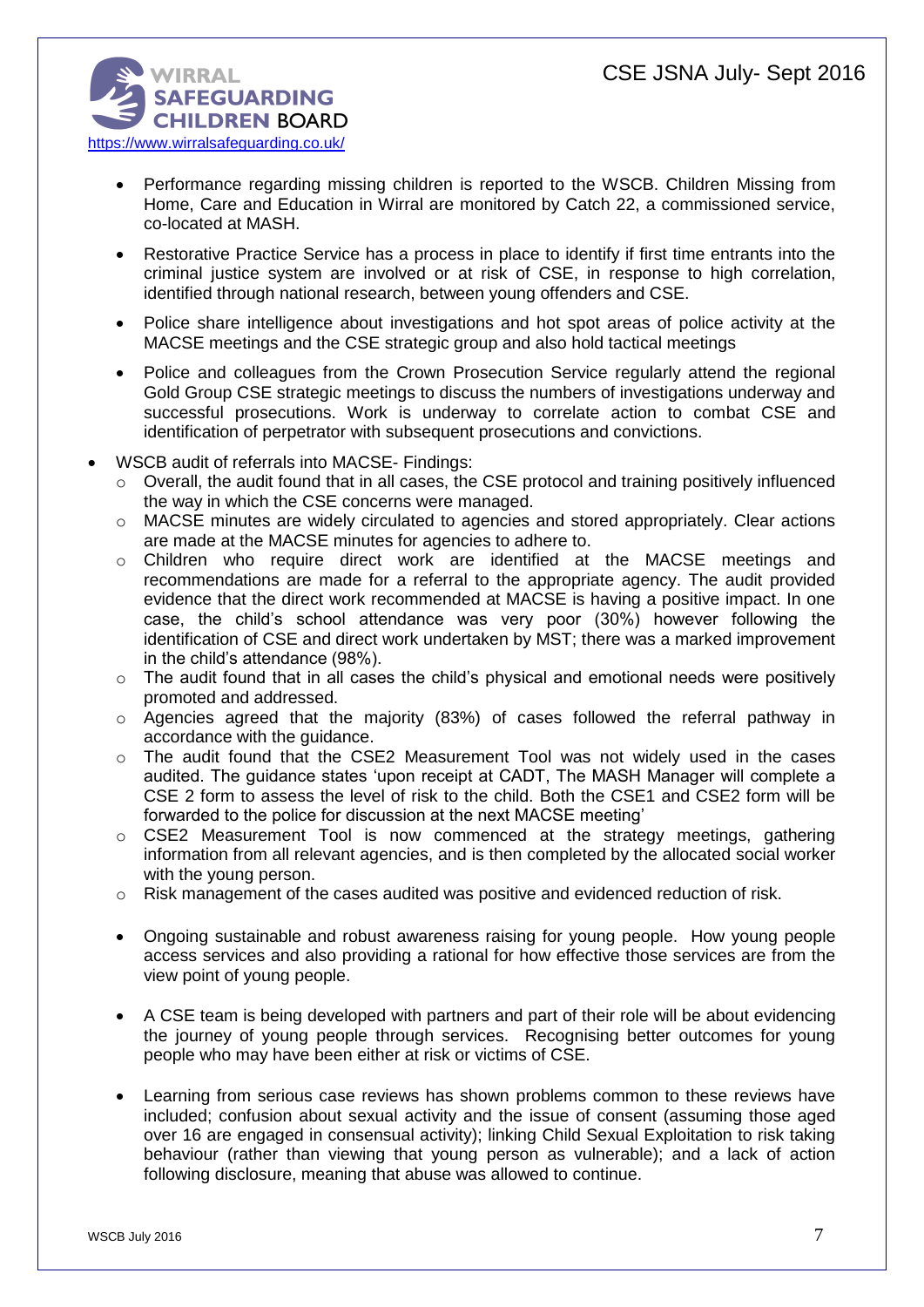- Performance regarding missing children is reported to the WSCB. Children Missing from Home, Care and Education in Wirral are monitored by Catch 22, a commissioned service, co-located at MASH.

- Restorative Practice Service has a process in place to identify if first time entrants into the criminal justice system are involved or at risk of CSE, in response to high correlation, identified through national research, between young offenders and CSE.

- Police share intelligence about investigations and hot spot areas of police activity at the MACSE meetings and the CSE strategic group and also hold tactical meetings

- Police and colleagues from the Crown Prosecution Service regularly attend the regional Gold Group CSE strategic meetings to discuss the numbers of investigations underway and successful prosecutions. Work is underway to correlate action to combat CSE and identification of perpetrator with subsequent prosecutions and convictions.

- WSCB audit of referrals into MACSE- Findings:
  - Overall, the audit found that in all cases, the CSE protocol and training positively influenced the way in which the CSE concerns were managed.
  - MACSE minutes are widely circulated to agencies and stored appropriately. Clear actions are made at the MACSE minutes for agencies to adhere to.
  - Children who require direct work are identified at the MACSE meetings and recommendations are made for a referral to the appropriate agency. The audit provided evidence that the direct work recommended at MACSE is having a positive impact. In one case, the child's school attendance was very poor (30%) however following the identification of CSE and direct work undertaken by MST; there was a marked improvement in the child's attendance (98%).
  - The audit found that in all cases the child's physical and emotional needs were positively promoted and addressed.
  - Agencies agreed that the majority (83%) of cases followed the referral pathway in accordance with the guidance.
  - The audit found that the CSE2 Measurement Tool was not widely used in the cases audited. The guidance states 'upon receipt at CADT, The MASH Manager will complete a CSE 2 form to assess the level of risk to the child. Both the CSE1 and CSE2 form will be forwarded to the police for discussion at the next MACSE meeting'
  - CSE2 Measurement Tool is now commenced at the strategy meetings, gathering information from all relevant agencies, and is then completed by the allocated social worker with the young person.
  - Risk management of the cases audited was positive and evidenced reduction of risk.

- Ongoing sustainable and robust awareness raising for young people. How young people access services and also providing a rational for how effective those services are from the view point of young people.

- A CSE team is being developed with partners and part of their role will be about evidencing the journey of young people through services. Recognising better outcomes for young people who may have been either at risk or victims of CSE.

- Learning from serious case reviews has shown problems common to these reviews have included; confusion about sexual activity and the issue of consent (assuming those aged over 16 are engaged in consensual activity); linking Child Sexual Exploitation to risk taking behaviour (rather than viewing that young person as vulnerable); and a lack of action following disclosure, meaning that abuse was allowed to continue.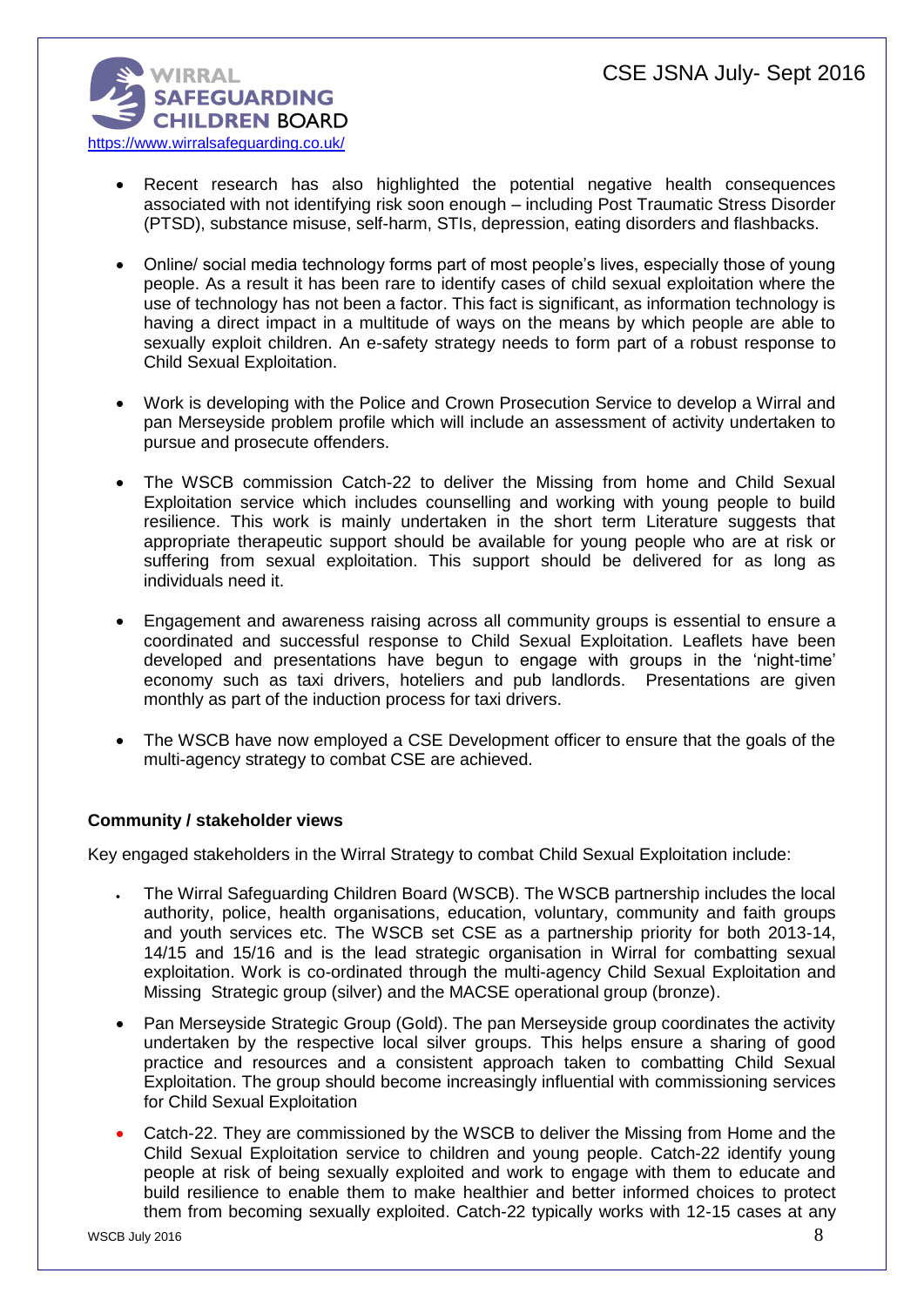- Recent research has also highlighted the potential negative health consequences associated with not identifying risk soon enough – including Post Traumatic Stress Disorder (PTSD), substance misuse, self-harm, STIs, depression, eating disorders and flashbacks.

- Online/ social media technology forms part of most people's lives, especially those of young people. As a result it has been rare to identify cases of child sexual exploitation where the use of technology has not been a factor. This fact is significant, as information technology is having a direct impact in a multitude of ways on the means by which people are able to sexually exploit children. An e-safety strategy needs to form part of a robust response to Child Sexual Exploitation.

- Work is developing with the Police and Crown Prosecution Service to develop a Wirral and pan Merseyside problem profile which will include an assessment of activity undertaken to pursue and prosecute offenders.

- The WSCB commission Catch-22 to deliver the Missing from home and Child Sexual Exploitation service which includes counselling and working with young people to build resilience. This work is mainly undertaken in the short term Literature suggests that appropriate therapeutic support should be available for young people who are at risk or suffering from sexual exploitation. This support should be delivered for as long as individuals need it.

- Engagement and awareness raising across all community groups is essential to ensure a coordinated and successful response to Child Sexual Exploitation. Leaflets have been developed and presentations have begun to engage with groups in the 'night-time' economy such as taxi drivers, hoteliers and pub landlords. Presentations are given monthly as part of the induction process for taxi drivers.

- The WSCB have now employed a CSE Development officer to ensure that the goals of the multi-agency strategy to combat CSE are achieved.

**Community / stakeholder views**

Key engaged stakeholders in the Wirral Strategy to combat Child Sexual Exploitation include:

- The Wirral Safeguarding Children Board (WSCB). The WSCB partnership includes the local authority, police, health organisations, education, voluntary, community and faith groups and youth services etc. The WSCB set CSE as a partnership priority for both 2013-14, 14/15 and 15/16 and is the lead strategic organisation in Wirral for combatting sexual exploitation. Work is co-ordinated through the multi-agency Child Sexual Exploitation and Missing Strategic group (silver) and the MACSE operational group (bronze).

- Pan Merseyside Strategic Group (Gold). The pan Merseyside group coordinates the activity undertaken by the respective local silver groups. This helps ensure a sharing of good practice and resources and a consistent approach taken to combatting Child Sexual Exploitation. The group should become increasingly influential with commissioning services for Child Sexual Exploitation

- Catch-22. They are commissioned by the WSCB to deliver the Missing from Home and the Child Sexual Exploitation service to children and young people. Catch-22 identify young people at risk of being sexually exploited and work to engage with them to educate and build resilience to enable them to make healthier and better informed choices to protect them from becoming sexually exploited. Catch-22 typically works with 12-15 cases at any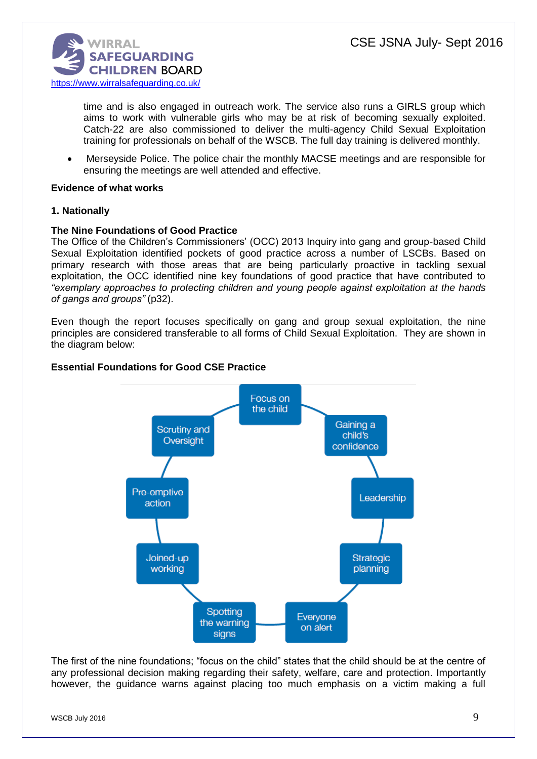time and is also engaged in outreach work. The service also runs a GIRLS group which aims to work with vulnerable girls who may be at risk of becoming sexually exploited. Catch-22 are also commissioned to deliver the multi-agency Child Sexual Exploitation training for professionals on behalf of the WSCB. The full day training is delivered monthly.

- Merseyside Police. The police chair the monthly MACSE meetings and are responsible for ensuring the meetings are well attended and effective.

**Evidence of what works**

**1. Nationally**

**The Nine Foundations of Good Practice**

The Office of the Children's Commissioners' (OCC) 2013 Inquiry into gang and group-based Child Sexual Exploitation identified pockets of good practice across a number of LSCBs. Based on primary research with those areas that are being particularly proactive in tackling sexual exploitation, the OCC identified nine key foundations of good practice that have contributed to *"exemplary approaches to protecting children and young people against exploitation at the hands of gangs and groups"* (p32).

Even though the report focuses specifically on gang and group sexual exploitation, the nine principles are considered transferable to all forms of Child Sexual Exploitation. They are shown in the diagram below:

**Essential Foundations for Good CSE Practice**

- Focus on the child
- Gaining a child's confidence
- Leadership
- Strategic planning
- Everyone on alert
- Spotting the warning signs
- Joined-up working
- Pre-emptive action
- Scrutiny and Oversight

The first of the nine foundations; "focus on the child" states that the child should be at the centre of any professional decision making regarding their safety, welfare, care and protection. Importantly however, the guidance warns against placing too much emphasis on a victim making a full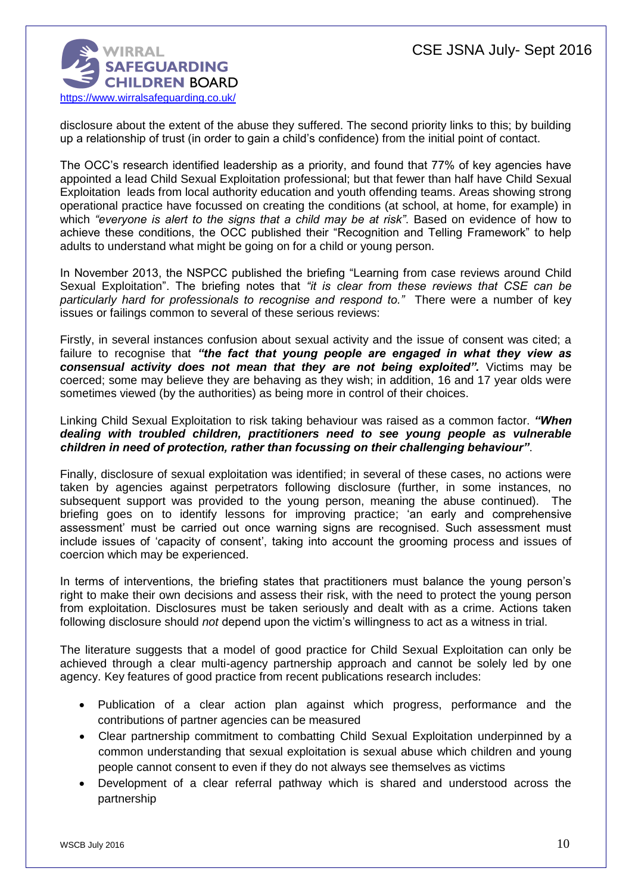disclosure about the extent of the abuse they suffered. The second priority links to this; by building up a relationship of trust (in order to gain a child's confidence) from the initial point of contact.

The OCC's research identified leadership as a priority, and found that 77% of key agencies have appointed a lead Child Sexual Exploitation professional; but that fewer than half have Child Sexual Exploitation leads from local authority education and youth offending teams. Areas showing strong operational practice have focussed on creating the conditions (at school, at home, for example) in which *"everyone is alert to the signs that a child may be at risk"*. Based on evidence of how to achieve these conditions, the OCC published their "Recognition and Telling Framework" to help adults to understand what might be going on for a child or young person.

In November 2013, the NSPCC published the briefing "Learning from case reviews around Child Sexual Exploitation". The briefing notes that *"it is clear from these reviews that CSE can be particularly hard for professionals to recognise and respond to."* There were a number of key issues or failings common to several of these serious reviews:

Firstly, in several instances confusion about sexual activity and the issue of consent was cited; a failure to recognise that ***"the fact that young people are engaged in what they view as consensual activity does not mean that they are not being exploited".*** Victims may be coerced; some may believe they are behaving as they wish; in addition, 16 and 17 year olds were sometimes viewed (by the authorities) as being more in control of their choices.

Linking Child Sexual Exploitation to risk taking behaviour was raised as a common factor. ***"When dealing with troubled children, practitioners need to see young people as vulnerable children in need of protection, rather than focussing on their challenging behaviour"***.

Finally, disclosure of sexual exploitation was identified; in several of these cases, no actions were taken by agencies against perpetrators following disclosure (further, in some instances, no subsequent support was provided to the young person, meaning the abuse continued). The briefing goes on to identify lessons for improving practice; 'an early and comprehensive assessment' must be carried out once warning signs are recognised. Such assessment must include issues of 'capacity of consent', taking into account the grooming process and issues of coercion which may be experienced.

In terms of interventions, the briefing states that practitioners must balance the young person's right to make their own decisions and assess their risk, with the need to protect the young person from exploitation. Disclosures must be taken seriously and dealt with as a crime. Actions taken following disclosure should *not* depend upon the victim's willingness to act as a witness in trial.

The literature suggests that a model of good practice for Child Sexual Exploitation can only be achieved through a clear multi-agency partnership approach and cannot be solely led by one agency. Key features of good practice from recent publications research includes:

- Publication of a clear action plan against which progress, performance and the contributions of partner agencies can be measured
- Clear partnership commitment to combatting Child Sexual Exploitation underpinned by a common understanding that sexual exploitation is sexual abuse which children and young people cannot consent to even if they do not always see themselves as victims
- Development of a clear referral pathway which is shared and understood across the partnership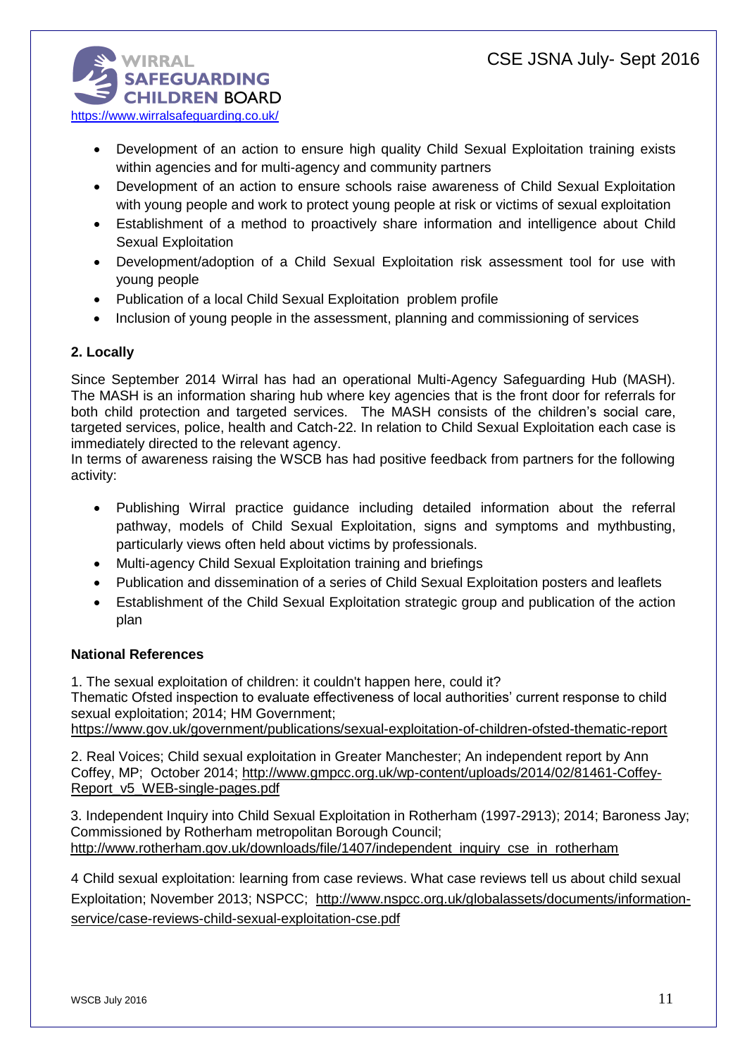- Development of an action to ensure high quality Child Sexual Exploitation training exists within agencies and for multi-agency and community partners
- Development of an action to ensure schools raise awareness of Child Sexual Exploitation with young people and work to protect young people at risk or victims of sexual exploitation
- Establishment of a method to proactively share information and intelligence about Child Sexual Exploitation
- Development/adoption of a Child Sexual Exploitation risk assessment tool for use with young people
- Publication of a local Child Sexual Exploitation problem profile
- Inclusion of young people in the assessment, planning and commissioning of services

**2. Locally**

Since September 2014 Wirral has had an operational Multi-Agency Safeguarding Hub (MASH). The MASH is an information sharing hub where key agencies that is the front door for referrals for both child protection and targeted services. The MASH consists of the children's social care, targeted services, police, health and Catch-22. In relation to Child Sexual Exploitation each case is immediately directed to the relevant agency.
In terms of awareness raising the WSCB has had positive feedback from partners for the following activity:

- Publishing Wirral practice guidance including detailed information about the referral pathway, models of Child Sexual Exploitation, signs and symptoms and mythbusting, particularly views often held about victims by professionals.
- Multi-agency Child Sexual Exploitation training and briefings
- Publication and dissemination of a series of Child Sexual Exploitation posters and leaflets
- Establishment of the Child Sexual Exploitation strategic group and publication of the action plan

**National References**

1. The sexual exploitation of children: it couldn't happen here, could it?
Thematic Ofsted inspection to evaluate effectiveness of local authorities' current response to child sexual exploitation; 2014; HM Government;
https://www.gov.uk/government/publications/sexual-exploitation-of-children-ofsted-thematic-report

2. Real Voices; Child sexual exploitation in Greater Manchester; An independent report by Ann Coffey, MP; October 2014; http://www.gmpcc.org.uk/wp-content/uploads/2014/02/81461-Coffey-Report_v5_WEB-single-pages.pdf

3. Independent Inquiry into Child Sexual Exploitation in Rotherham (1997-2913); 2014; Baroness Jay; Commissioned by Rotherham metropolitan Borough Council;
http://www.rotherham.gov.uk/downloads/file/1407/independent_inquiry_cse_in_rotherham

4 Child sexual exploitation: learning from case reviews. What case reviews tell us about child sexual Exploitation; November 2013; NSPCC; http://www.nspcc.org.uk/globalassets/documents/information-service/case-reviews-child-sexual-exploitation-cse.pdf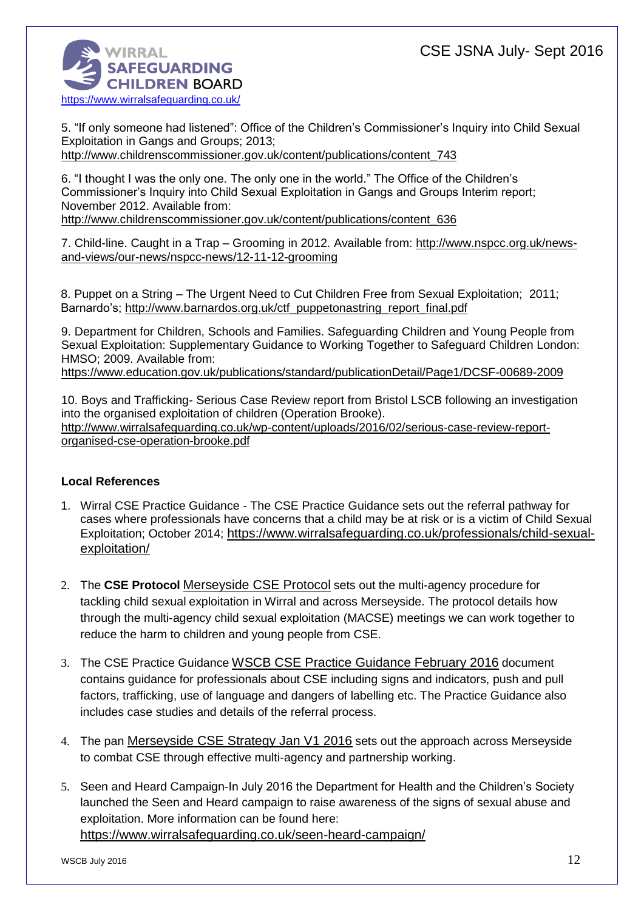5. “If only someone had listened”: Office of the Children’s Commissioner’s Inquiry into Child Sexual Exploitation in Gangs and Groups; 2013; http://www.childrenscommissioner.gov.uk/content/publications/content_743

6. “I thought I was the only one. The only one in the world.” The Office of the Children’s Commissioner’s Inquiry into Child Sexual Exploitation in Gangs and Groups Interim report; November 2012. Available from: http://www.childrenscommissioner.gov.uk/content/publications/content_636

7. Child-line. Caught in a Trap – Grooming in 2012. Available from: http://www.nspcc.org.uk/news-and-views/our-news/nspcc-news/12-11-12-grooming

8. Puppet on a String – The Urgent Need to Cut Children Free from Sexual Exploitation; 2011; Barnardo’s; http://www.barnardos.org.uk/ctf_puppetonastring_report_final.pdf

9. Department for Children, Schools and Families. Safeguarding Children and Young People from Sexual Exploitation: Supplementary Guidance to Working Together to Safeguard Children London: HMSO; 2009. Available from: https://www.education.gov.uk/publications/standard/publicationDetail/Page1/DCSF-00689-2009

10. Boys and Trafficking- Serious Case Review report from Bristol LSCB following an investigation into the organised exploitation of children (Operation Brooke). http://www.wirralsafeguarding.co.uk/wp-content/uploads/2016/02/serious-case-review-report-organised-cse-operation-brooke.pdf

### Local References

1. Wirral CSE Practice Guidance - The CSE Practice Guidance sets out the referral pathway for cases where professionals have concerns that a child may be at risk or is a victim of Child Sexual Exploitation; October 2014; https://www.wirralsafeguarding.co.uk/professionals/child-sexual-exploitation/

2. The **CSE Protocol** Merseyside CSE Protocol sets out the multi-agency procedure for tackling child sexual exploitation in Wirral and across Merseyside. The protocol details how through the multi-agency child sexual exploitation (MACSE) meetings we can work together to reduce the harm to children and young people from CSE.

3. The CSE Practice Guidance WSCB CSE Practice Guidance February 2016 document contains guidance for professionals about CSE including signs and indicators, push and pull factors, trafficking, use of language and dangers of labelling etc. The Practice Guidance also includes case studies and details of the referral process.

4. The pan Merseyside CSE Strategy Jan V1 2016 sets out the approach across Merseyside to combat CSE through effective multi-agency and partnership working.

5. Seen and Heard Campaign-In July 2016 the Department for Health and the Children’s Society launched the Seen and Heard campaign to raise awareness of the signs of sexual abuse and exploitation. More information can be found here: https://www.wirralsafeguarding.co.uk/seen-heard-campaign/